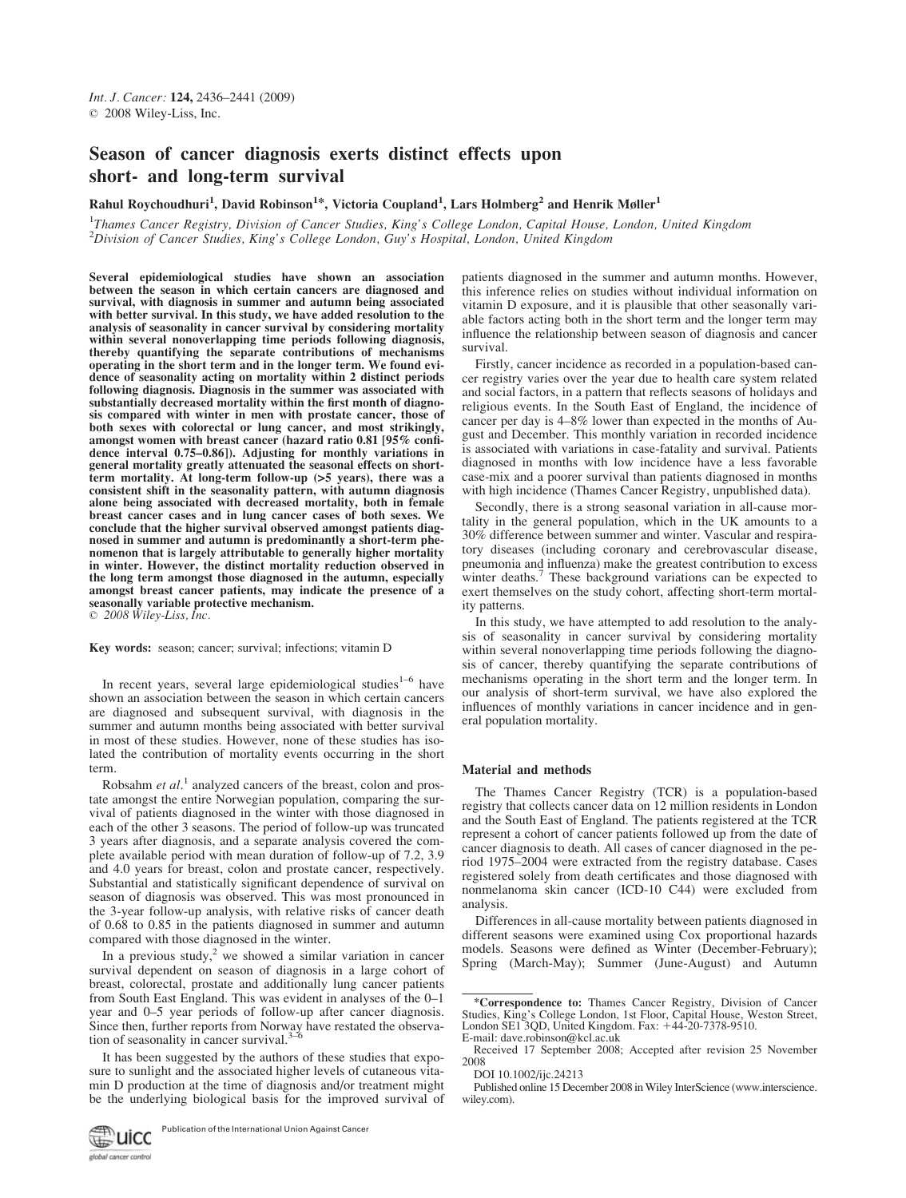# Season of cancer diagnosis exerts distinct effects upon short- and long-term survival

Rahul Roychoudhuri[1], David Robinson[1]*, Victoria Coupland[1], Lars Holmberg[2] and Henrik Møller[1]

[1]Thames Cancer Registry, Division of Cancer Studies, King's College London, Capital House, London, United Kingdom
[2]Division of Cancer Studies, King's College London, Guy's Hospital, London, United Kingdom

**Several epidemiological studies have shown an association between the season in which certain cancers are diagnosed and survival, with diagnosis in summer and autumn being associated with better survival. In this study, we have added resolution to the analysis of seasonality in cancer survival by considering mortality within several nonoverlapping time periods following diagnosis, thereby quantifying the separate contributions of mechanisms operating in the short term and in the longer term. We found evidence of seasonality acting on mortality within 2 distinct periods following diagnosis. Diagnosis in the summer was associated with substantially decreased mortality within the first month of diagnosis compared with winter in men with prostate cancer, those of both sexes with colorectal or lung cancer, and most strikingly, amongst women with breast cancer (hazard ratio 0.81 [95% confidence interval 0.75–0.86]). Adjusting for monthly variations in general mortality greatly attenuated the seasonal effects on short-term mortality. At long-term follow-up (>5 years), there was a consistent shift in the seasonality pattern, with autumn diagnosis alone being associated with decreased mortality, both in female breast cancer cases and in lung cancer cases of both sexes. We conclude that the higher survival observed amongst patients diagnosed in summer and autumn is predominantly a short-term phenomenon that is largely attributable to generally higher mortality in winter. However, the distinct mortality reduction observed in the long term amongst those diagnosed in the autumn, especially amongst breast cancer patients, may indicate the presence of a seasonally variable protective mechanism.**
© 2008 Wiley-Liss, Inc.

**Key words:** season; cancer; survival; infections; vitamin D

In recent years, several large epidemiological studies[1–6] have shown an association between the season in which certain cancers are diagnosed and subsequent survival, with diagnosis in the summer and autumn months being associated with better survival in most of these studies. However, none of these studies has isolated the contribution of mortality events occurring in the short term.

Robsahm *et al*.[1] analyzed cancers of the breast, colon and prostate amongst the entire Norwegian population, comparing the survival of patients diagnosed in the winter with those diagnosed in each of the other 3 seasons. The period of follow-up was truncated 3 years after diagnosis, and a separate analysis covered the complete available period with mean duration of follow-up of 7.2, 3.9 and 4.0 years for breast, colon and prostate cancer, respectively. Substantial and statistically significant dependence of survival on season of diagnosis was observed. This was most pronounced in the 3-year follow-up analysis, with relative risks of cancer death of 0.68 to 0.85 in the patients diagnosed in summer and autumn compared with those diagnosed in the winter.

In a previous study,[2] we showed a similar variation in cancer survival dependent on season of diagnosis in a large cohort of breast, colorectal, prostate and additionally lung cancer patients from South East England. This was evident in analyses of the 0–1 year and 0–5 year periods of follow-up after cancer diagnosis. Since then, further reports from Norway have restated the observation of seasonality in cancer survival.[3–6]

It has been suggested by the authors of these studies that exposure to sunlight and the associated higher levels of cutaneous vitamin D production at the time of diagnosis and/or treatment might be the underlying biological basis for the improved survival of patients diagnosed in the summer and autumn months. However, this inference relies on studies without individual information on vitamin D exposure, and it is plausible that other seasonally variable factors acting both in the short term and the longer term may influence the relationship between season of diagnosis and cancer survival.

Firstly, cancer incidence as recorded in a population-based cancer registry varies over the year due to health care system related and social factors, in a pattern that reflects seasons of holidays and religious events. In the South East of England, the incidence of cancer per day is 4–8% lower than expected in the months of August and December. This monthly variation in recorded incidence is associated with variations in case-fatality and survival. Patients diagnosed in months with low incidence have a less favorable case-mix and a poorer survival than patients diagnosed in months with high incidence (Thames Cancer Registry, unpublished data).

Secondly, there is a strong seasonal variation in all-cause mortality in the general population, which in the UK amounts to a 30% difference between summer and winter. Vascular and respiratory diseases (including coronary and cerebrovascular disease, pneumonia and influenza) make the greatest contribution to excess winter deaths.[7] These background variations can be expected to exert themselves on the study cohort, affecting short-term mortality patterns.

In this study, we have attempted to add resolution to the analysis of seasonality in cancer survival by considering mortality within several nonoverlapping time periods following the diagnosis of cancer, thereby quantifying the separate contributions of mechanisms operating in the short term and the longer term. In our analysis of short-term survival, we have also explored the influences of monthly variations in cancer incidence and in general population mortality.

## Material and methods

The Thames Cancer Registry (TCR) is a population-based registry that collects cancer data on 12 million residents in London and the South East of England. The patients registered at the TCR represent a cohort of cancer patients followed up from the date of cancer diagnosis to death. All cases of cancer diagnosed in the period 1975–2004 were extracted from the registry database. Cases registered solely from death certificates and those diagnosed with nonmelanoma skin cancer (ICD-10 C44) were excluded from analysis.

Differences in all-cause mortality between patients diagnosed in different seasons were examined using Cox proportional hazards models. Seasons were defined as Winter (December-February); Spring (March-May); Summer (June-August) and Autumn

---

*Correspondence to: Thames Cancer Registry, Division of Cancer Studies, King's College London, 1st Floor, Capital House, Weston Street, London SE1 3QD, United Kingdom. Fax: +44-20-7378-9510. E-mail: dave.robinson@kcl.ac.uk

Received 17 September 2008; Accepted after revision 25 November 2008

DOI 10.1002/ijc.24213

Published online 15 December 2008 in Wiley InterScience (www.interscience.wiley.com).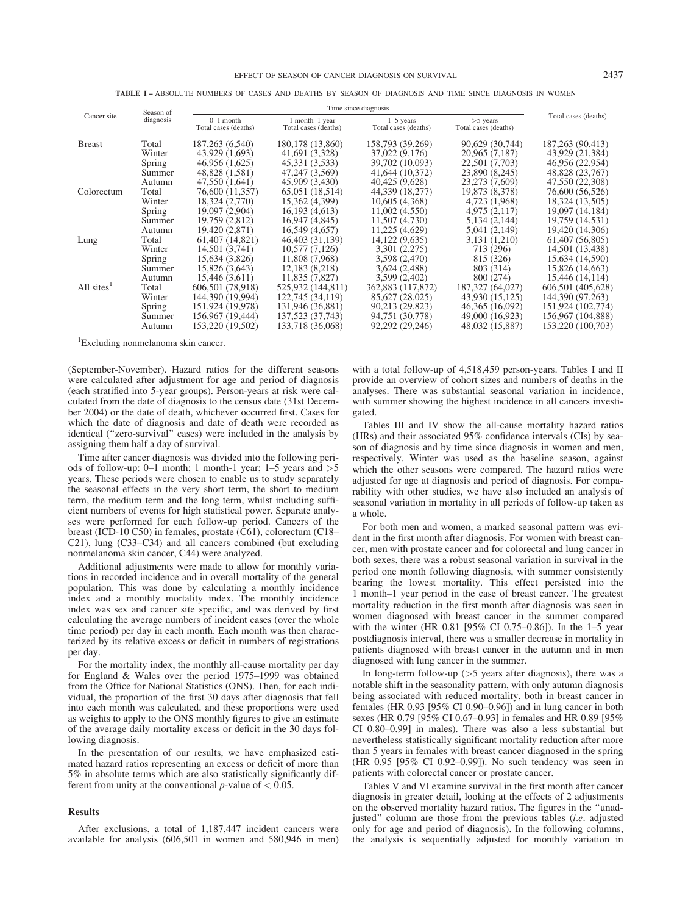**TABLE I – ABSOLUTE NUMBERS OF CASES AND DEATHS BY SEASON OF DIAGNOSIS AND TIME SINCE DIAGNOSIS IN WOMEN**

| Cancer site | Season of diagnosis | Time since diagnosis | | | | Total cases (deaths) |
|---|---|---|---|---|---|---|
| | | 0–1 month Total cases (deaths) | 1 month–1 year Total cases (deaths) | 1–5 years Total cases (deaths) | >5 years Total cases (deaths) | |
| Breast | Total | 187,263 (6,540) | 180,178 (13,860) | 158,793 (39,269) | 90,629 (30,744) | 187,263 (90,413) |
| | Winter | 43,929 (1,693) | 41,691 (3,328) | 37,022 (9,176) | 20,965 (7,187) | 43,929 (21,384) |
| | Spring | 46,956 (1,625) | 45,331 (3,533) | 39,702 (10,093) | 22,501 (7,703) | 46,956 (22,954) |
| | Summer | 48,828 (1,581) | 47,247 (3,569) | 41,644 (10,372) | 23,890 (8,245) | 48,828 (23,767) |
| | Autumn | 47,550 (1,641) | 45,909 (3,430) | 40,425 (9,628) | 23,273 (7,609) | 47,550 (22,308) |
| Colorectum | Total | 76,600 (11,357) | 65,051 (18,514) | 44,339 (18,277) | 19,873 (8,378) | 76,600 (56,526) |
| | Winter | 18,324 (2,770) | 15,362 (4,399) | 10,605 (4,368) | 4,723 (1,968) | 18,324 (13,505) |
| | Spring | 19,097 (2,904) | 16,193 (4,613) | 11,002 (4,550) | 4,975 (2,117) | 19,097 (14,184) |
| | Summer | 19,759 (2,812) | 16,947 (4,845) | 11,507 (4,730) | 5,134 (2,144) | 19,759 (14,531) |
| | Autumn | 19,420 (2,871) | 16,549 (4,657) | 11,225 (4,629) | 5,041 (2,149) | 19,420 (14,306) |
| Lung | Total | 61,407 (14,821) | 46,403 (31,139) | 14,122 (9,635) | 3,131 (1,210) | 61,407 (56,805) |
| | Winter | 14,501 (3,741) | 10,577 (7,126) | 3,301 (2,275) | 713 (296) | 14,501 (13,438) |
| | Spring | 15,634 (3,826) | 11,808 (7,968) | 3,598 (2,470) | 815 (326) | 15,634 (14,590) |
| | Summer | 15,826 (3,643) | 12,183 (8,218) | 3,624 (2,488) | 803 (314) | 15,826 (14,663) |
| | Autumn | 15,446 (3,611) | 11,835 (7,827) | 3,599 (2,402) | 800 (274) | 15,446 (14,114) |
| All sites[1] | Total | 606,501 (78,918) | 525,932 (144,811) | 362,883 (117,872) | 187,327 (64,027) | 606,501 (405,628) |
| | Winter | 144,390 (19,994) | 122,745 (34,119) | 85,627 (28,025) | 43,930 (15,125) | 144,390 (97,263) |
| | Spring | 151,924 (19,978) | 131,946 (36,881) | 90,213 (29,823) | 46,365 (16,092) | 151,924 (102,774) |
| | Summer | 156,967 (19,444) | 137,523 (37,743) | 94,751 (30,778) | 49,000 (16,923) | 156,967 (104,888) |
| | Autumn | 153,220 (19,502) | 133,718 (36,068) | 92,292 (29,246) | 48,032 (15,887) | 153,220 (100,703) |

[1]Excluding nonmelanoma skin cancer.

(September-November). Hazard ratios for the different seasons were calculated after adjustment for age and period of diagnosis (each stratified into 5-year groups). Person-years at risk were calculated from the date of diagnosis to the census date (31st December 2004) or the date of death, whichever occurred first. Cases for which the date of diagnosis and date of death were recorded as identical ("zero-survival" cases) were included in the analysis by assigning them half a day of survival.

Time after cancer diagnosis was divided into the following periods of follow-up: 0–1 month; 1 month-1 year; 1–5 years and >5 years. These periods were chosen to enable us to study separately the seasonal effects in the very short term, the short to medium term, the medium term and the long term, whilst including sufficient numbers of events for high statistical power. Separate analyses were performed for each follow-up period. Cancers of the breast (ICD-10 C50) in females, prostate (C61), colorectum (C18–C21), lung (C33–C34) and all cancers combined (but excluding nonmelanoma skin cancer, C44) were analyzed.

Additional adjustments were made to allow for monthly variations in recorded incidence and in overall mortality of the general population. This was done by calculating a monthly incidence index and a monthly mortality index. The monthly incidence index was sex and cancer site specific, and was derived by first calculating the average numbers of incident cases (over the whole time period) per day in each month. Each month was then characterized by its relative excess or deficit in numbers of registrations per day.

For the mortality index, the monthly all-cause mortality per day for England & Wales over the period 1975–1999 was obtained from the Office for National Statistics (ONS). Then, for each individual, the proportion of the first 30 days after diagnosis that fell into each month was calculated, and these proportions were used as weights to apply to the ONS monthly figures to give an estimate of the average daily mortality excess or deficit in the 30 days following diagnosis.

In the presentation of our results, we have emphasized estimated hazard ratios representing an excess or deficit of more than 5% in absolute terms which are also statistically significantly different from unity at the conventional $p$-value of $< 0.05$.

## Results

After exclusions, a total of 1,187,447 incident cancers were available for analysis (606,501 in women and 580,946 in men) with a total follow-up of 4,518,459 person-years. Tables I and II provide an overview of cohort sizes and numbers of deaths in the analyses. There was substantial seasonal variation in incidence, with summer showing the highest incidence in all cancers investigated.

Tables III and IV show the all-cause mortality hazard ratios (HRs) and their associated 95% confidence intervals (CIs) by season of diagnosis and by time since diagnosis in women and men, respectively. Winter was used as the baseline season, against which the other seasons were compared. The hazard ratios were adjusted for age at diagnosis and period of diagnosis. For comparability with other studies, we have also included an analysis of seasonal variation in mortality in all periods of follow-up taken as a whole.

For both men and women, a marked seasonal pattern was evident in the first month after diagnosis. For women with breast cancer, men with prostate cancer and for colorectal and lung cancer in both sexes, there was a robust seasonal variation in survival in the period one month following diagnosis, with summer consistently bearing the lowest mortality. This effect persisted into the 1 month–1 year period in the case of breast cancer. The greatest mortality reduction in the first month after diagnosis was seen in women diagnosed with breast cancer in the summer compared with the winter (HR 0.81 [95% CI 0.75–0.86]). In the 1–5 year postdiagnosis interval, there was a smaller decrease in mortality in patients diagnosed with breast cancer in the autumn and in men diagnosed with lung cancer in the summer.

In long-term follow-up (>5 years after diagnosis), there was a notable shift in the seasonality pattern, with only autumn diagnosis being associated with reduced mortality, both in breast cancer in females (HR 0.93 [95% CI 0.90–0.96]) and in lung cancer in both sexes (HR 0.79 [95% CI 0.67–0.93] in females and HR 0.89 [95% CI 0.80–0.99] in males). There was also a less substantial but nevertheless statistically significant mortality reduction after more than 5 years in females with breast cancer diagnosed in the spring (HR 0.95 [95% CI 0.92–0.99]). No such tendency was seen in patients with colorectal cancer or prostate cancer.

Tables V and VI examine survival in the first month after cancer diagnosis in greater detail, looking at the effects of 2 adjustments on the observed mortality hazard ratios. The figures in the "unadjusted" column are those from the previous tables (*i.e*. adjusted only for age and period of diagnosis). In the following columns, the analysis is sequentially adjusted for monthly variation in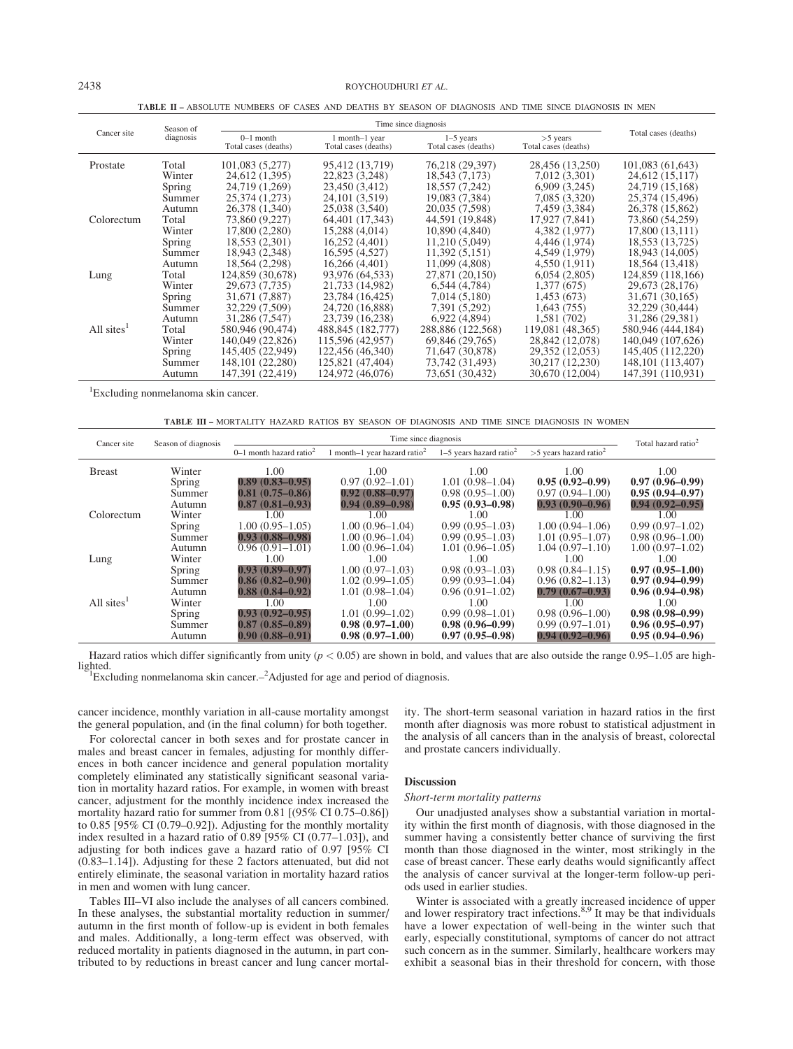**TABLE II – ABSOLUTE NUMBERS OF CASES AND DEATHS BY SEASON OF DIAGNOSIS AND TIME SINCE DIAGNOSIS IN MEN**

| Cancer site | Season of diagnosis | Time since diagnosis | | | | Total cases (deaths) |
|---|---|---|---|---|---|---|
| | | 0–1 month Total cases (deaths) | 1 month–1 year Total cases (deaths) | 1–5 years Total cases (deaths) | >5 years Total cases (deaths) | |
| Prostate | Total | 101,083 (5,277) | 95,412 (13,719) | 76,218 (29,397) | 28,456 (13,250) | 101,083 (61,643) |
| | Winter | 24,612 (1,395) | 22,823 (3,248) | 18,543 (7,173) | 7,012 (3,301) | 24,612 (15,117) |
| | Spring | 24,719 (1,269) | 23,450 (3,412) | 18,557 (7,242) | 6,909 (3,245) | 24,719 (15,168) |
| | Summer | 25,374 (1,273) | 24,101 (3,519) | 19,083 (7,384) | 7,085 (3,320) | 25,374 (15,496) |
| | Autumn | 26,378 (1,340) | 25,038 (3,540) | 20,035 (7,598) | 7,459 (3,384) | 26,378 (15,862) |
| Colorectum | Total | 73,860 (9,227) | 64,401 (17,343) | 44,591 (19,848) | 17,927 (7,841) | 73,860 (54,259) |
| | Winter | 17,800 (2,280) | 15,288 (4,014) | 10,890 (4,840) | 4,382 (1,977) | 17,800 (13,111) |
| | Spring | 18,553 (2,301) | 16,252 (4,401) | 11,210 (5,049) | 4,446 (1,974) | 18,553 (13,725) |
| | Summer | 18,943 (2,348) | 16,595 (4,527) | 11,392 (5,151) | 4,549 (1,979) | 18,943 (14,005) |
| | Autumn | 18,564 (2,298) | 16,266 (4,401) | 11,099 (4,808) | 4,550 (1,911) | 18,564 (13,418) |
| Lung | Total | 124,859 (30,678) | 93,976 (64,533) | 27,871 (20,150) | 6,054 (2,805) | 124,859 (118,166) |
| | Winter | 29,673 (7,735) | 21,733 (14,982) | 6,544 (4,784) | 1,377 (675) | 29,673 (28,176) |
| | Spring | 31,671 (7,887) | 23,784 (16,425) | 7,014 (5,180) | 1,453 (673) | 31,671 (30,165) |
| | Summer | 32,229 (7,509) | 24,720 (16,888) | 7,391 (5,292) | 1,643 (755) | 32,229 (30,444) |
| | Autumn | 31,286 (7,547) | 23,739 (16,238) | 6,922 (4,894) | 1,581 (702) | 31,286 (29,381) |
| All sites[1] | Total | 580,946 (90,474) | 488,845 (182,777) | 288,886 (122,568) | 119,081 (48,365) | 580,946 (444,184) |
| | Winter | 140,049 (22,826) | 115,596 (42,957) | 69,846 (29,765) | 28,842 (12,078) | 140,049 (107,626) |
| | Spring | 145,405 (22,949) | 122,456 (46,340) | 71,647 (30,878) | 29,352 (12,053) | 145,405 (112,220) |
| | Summer | 148,101 (22,280) | 125,821 (47,404) | 73,742 (31,493) | 30,217 (12,230) | 148,101 (113,407) |
| | Autumn | 147,391 (22,419) | 124,972 (46,076) | 73,651 (30,432) | 30,670 (12,004) | 147,391 (110,931) |

[1]Excluding nonmelanoma skin cancer.

**TABLE III – MORTALITY HAZARD RATIOS BY SEASON OF DIAGNOSIS AND TIME SINCE DIAGNOSIS IN WOMEN**

| Cancer site | Season of diagnosis | Time since diagnosis | | | | Total hazard ratio[2] |
|---|---|---|---|---|---|---|
| | | 0–1 month hazard ratio[2] | 1 month–1 year hazard ratio[2] | 1–5 years hazard ratio[2] | >5 years hazard ratio[2] | |
| Breast | Winter | 1.00 | 1.00 | 1.00 | 1.00 | 1.00 |
| | Spring | **0.89 (0.83–0.95)** | 0.97 (0.92–1.01) | 1.01 (0.98–1.04) | **0.95 (0.92–0.99)** | **0.97 (0.96–0.99)** |
| | Summer | **0.81 (0.75–0.86)** | **0.92 (0.88–0.97)** | 0.98 (0.95–1.00) | 0.97 (0.94–1.00) | **0.95 (0.94–0.97)** |
| | Autumn | **0.87 (0.81–0.93)** | **0.94 (0.89–0.98)** | **0.95 (0.93–0.98)** | **0.93 (0.90–0.96)** | **0.94 (0.92–0.95)** |
| Colorectum | Winter | 1.00 | 1.00 | 1.00 | 1.00 | 1.00 |
| | Spring | 1.00 (0.95–1.05) | 1.00 (0.96–1.04) | 0.99 (0.95–1.03) | 1.00 (0.94–1.06) | 0.99 (0.97–1.02) |
| | Summer | **0.93 (0.88–0.98)** | 1.00 (0.96–1.04) | 0.99 (0.95–1.03) | 1.01 (0.95–1.07) | 0.98 (0.96–1.00) |
| | Autumn | 0.96 (0.91–1.01) | 1.00 (0.96–1.04) | 1.01 (0.96–1.05) | 1.04 (0.97–1.10) | 1.00 (0.97–1.02) |
| Lung | Winter | 1.00 | 1.00 | 1.00 | 1.00 | 1.00 |
| | Spring | **0.93 (0.89–0.97)** | 1.00 (0.97–1.03) | 0.98 (0.93–1.03) | 0.98 (0.84–1.15) | **0.97 (0.95–1.00)** |
| | Summer | **0.86 (0.82–0.90)** | 1.02 (0.99–1.05) | 0.99 (0.93–1.04) | 0.96 (0.82–1.13) | **0.97 (0.94–0.99)** |
| | Autumn | **0.88 (0.84–0.92)** | 1.01 (0.98–1.04) | 0.96 (0.91–1.02) | **0.79 (0.67–0.93)** | **0.96 (0.94–0.98)** |
| All sites[1] | Winter | 1.00 | 1.00 | 1.00 | 1.00 | 1.00 |
| | Spring | **0.93 (0.92–0.95)** | 1.01 (0.99–1.02) | 0.99 (0.98–1.01) | 0.98 (0.96–1.00) | **0.98 (0.98–0.99)** |
| | Summer | **0.87 (0.85–0.89)** | **0.98 (0.97–1.00)** | **0.98 (0.96–0.99)** | 0.99 (0.97–1.01) | **0.96 (0.95–0.97)** |
| | Autumn | **0.90 (0.88–0.91)** | **0.98 (0.97–1.00)** | **0.97 (0.95–0.98)** | **0.94 (0.92–0.96)** | **0.95 (0.94–0.96)** |

Hazard ratios which differ significantly from unity ($p < 0.05$) are shown in bold, and values that are also outside the range 0.95–1.05 are highlighted.
[1]Excluding nonmelanoma skin cancer.–[2]Adjusted for age and period of diagnosis.

cancer incidence, monthly variation in all-cause mortality amongst the general population, and (in the final column) for both together.

For colorectal cancer in both sexes and for prostate cancer in males and breast cancer in females, adjusting for monthly differences in both cancer incidence and general population mortality completely eliminated any statistically significant seasonal variation in mortality hazard ratios. For example, in women with breast cancer, adjustment for the monthly incidence index increased the mortality hazard ratio for summer from 0.81 [(95% CI 0.75–0.86]) to 0.85 [95% CI (0.79–0.92]). Adjusting for the monthly mortality index resulted in a hazard ratio of 0.89 [95% CI (0.77–1.03]), and adjusting for both indices gave a hazard ratio of 0.97 [95% CI (0.83–1.14]). Adjusting for these 2 factors attenuated, but did not entirely eliminate, the seasonal variation in mortality hazard ratios in men and women with lung cancer.

Tables III–VI also include the analyses of all cancers combined. In these analyses, the substantial mortality reduction in summer/autumn in the first month of follow-up is evident in both females and males. Additionally, a long-term effect was observed, with reduced mortality in patients diagnosed in the autumn, in part contributed to by reductions in breast cancer and lung cancer mortality. The short-term seasonal variation in hazard ratios in the first month after diagnosis was more robust to statistical adjustment in the analysis of all cancers than in the analysis of breast, colorectal and prostate cancers individually.

## Discussion

### *Short-term mortality patterns*

Our unadjusted analyses show a substantial variation in mortality within the first month of diagnosis, with those diagnosed in the summer having a consistently better chance of surviving the first month than those diagnosed in the winter, most strikingly in the case of breast cancer. These early deaths would significantly affect the analysis of cancer survival at the longer-term follow-up periods used in earlier studies.

Winter is associated with a greatly increased incidence of upper and lower respiratory tract infections.[8,9] It may be that individuals have a lower expectation of well-being in the winter such that early, especially constitutional, symptoms of cancer do not attract such concern as in the summer. Similarly, healthcare workers may exhibit a seasonal bias in their threshold for concern, with those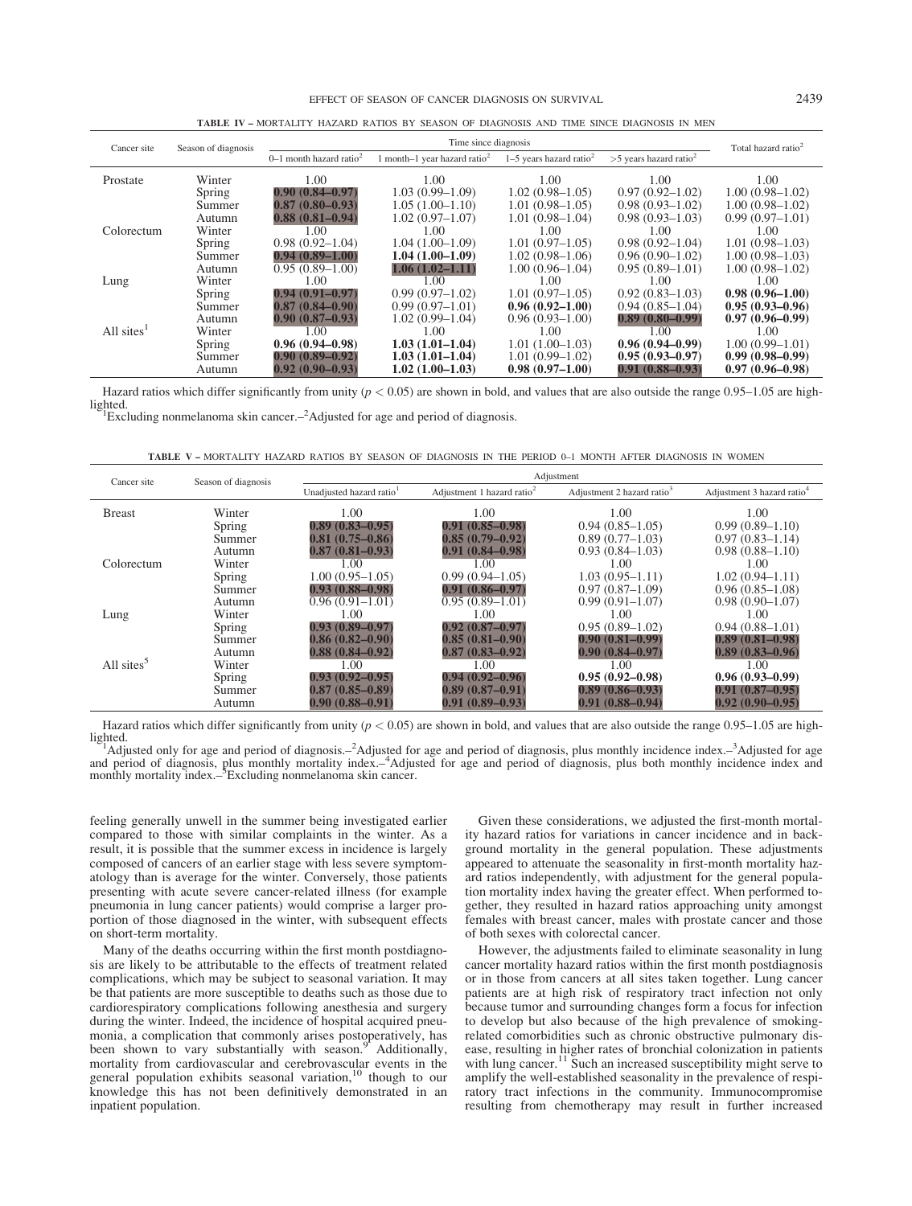**TABLE IV – MORTALITY HAZARD RATIOS BY SEASON OF DIAGNOSIS AND TIME SINCE DIAGNOSIS IN MEN**

| Cancer site | Season of diagnosis | Time since diagnosis | | | | Total hazard ratio[2] |
|---|---|---|---|---|---|---|
| | | 0–1 month hazard ratio[2] | 1 month–1 year hazard ratio[2] | 1–5 years hazard ratio[2] | >5 years hazard ratio[2] | |
| Prostate | Winter | 1.00 | 1.00 | 1.00 | 1.00 | 1.00 |
| | Spring | **0.90 (0.84–0.97)** | 1.03 (0.99–1.09) | 1.02 (0.98–1.05) | 0.97 (0.92–1.02) | 1.00 (0.98–1.02) |
| | Summer | **0.87 (0.80–0.93)** | 1.05 (1.00–1.10) | 1.01 (0.98–1.05) | 0.98 (0.93–1.02) | 1.00 (0.98–1.02) |
| | Autumn | **0.88 (0.81–0.94)** | 1.02 (0.97–1.07) | 1.01 (0.98–1.04) | 0.98 (0.93–1.03) | 0.99 (0.97–1.01) |
| Colorectum | Winter | 1.00 | 1.00 | 1.00 | 1.00 | 1.00 |
| | Spring | 0.98 (0.92–1.04) | 1.04 (1.00–1.09) | 1.01 (0.97–1.05) | 0.98 (0.92–1.04) | 1.01 (0.98–1.03) |
| | Summer | **0.94 (0.89–1.00)** | **1.04 (1.00–1.09)** | 1.02 (0.98–1.06) | 0.96 (0.90–1.02) | 1.00 (0.98–1.03) |
| | Autumn | 0.95 (0.89–1.00) | **1.06 (1.02–1.11)** | 1.00 (0.96–1.04) | 0.95 (0.89–1.01) | 1.00 (0.98–1.02) |
| Lung | Winter | 1.00 | 1.00 | 1.00 | 1.00 | 1.00 |
| | Spring | **0.94 (0.91–0.97)** | 0.99 (0.97–1.02) | 1.01 (0.97–1.05) | 0.92 (0.83–1.03) | **0.98 (0.96–1.00)** |
| | Summer | **0.87 (0.84–0.90)** | 0.99 (0.97–1.01) | **0.96 (0.92–1.00)** | 0.94 (0.85–1.04) | **0.95 (0.93–0.96)** |
| | Autumn | **0.90 (0.87–0.93)** | 1.02 (0.99–1.04) | 0.96 (0.93–1.00) | **0.89 (0.80–0.99)** | **0.97 (0.96–0.99)** |
| All sites[1] | Winter | 1.00 | 1.00 | 1.00 | 1.00 | 1.00 |
| | Spring | **0.96 (0.94–0.98)** | **1.03 (1.01–1.04)** | 1.01 (1.00–1.03) | **0.96 (0.94–0.99)** | 1.00 (0.99–1.01) |
| | Summer | **0.90 (0.89–0.92)** | **1.03 (1.01–1.04)** | 1.01 (0.99–1.02) | **0.95 (0.93–0.97)** | **0.99 (0.98–0.99)** |
| | Autumn | **0.92 (0.90–0.93)** | **1.02 (1.00–1.03)** | **0.98 (0.97–1.00)** | **0.91 (0.88–0.93)** | **0.97 (0.96–0.98)** |

Hazard ratios which differ significantly from unity ($p < 0.05$) are shown in bold, and values that are also outside the range 0.95–1.05 are highlighted.
[1]Excluding nonmelanoma skin cancer.–[2]Adjusted for age and period of diagnosis.

**TABLE V – MORTALITY HAZARD RATIOS BY SEASON OF DIAGNOSIS IN THE PERIOD 0–1 MONTH AFTER DIAGNOSIS IN WOMEN**

| Cancer site | Season of diagnosis | Adjustment | | | |
|---|---|---|---|---|---|
| | | Unadjusted hazard ratio[1] | Adjustment 1 hazard ratio[2] | Adjustment 2 hazard ratio[3] | Adjustment 3 hazard ratio[4] |
| Breast | Winter | 1.00 | 1.00 | 1.00 | 1.00 |
| | Spring | **0.89 (0.83–0.95)** | **0.91 (0.85–0.98)** | 0.94 (0.85–1.05) | 0.99 (0.89–1.10) |
| | Summer | **0.81 (0.75–0.86)** | **0.85 (0.79–0.92)** | 0.89 (0.77–1.03) | 0.97 (0.83–1.14) |
| | Autumn | **0.87 (0.81–0.93)** | **0.91 (0.84–0.98)** | 0.93 (0.84–1.03) | 0.98 (0.88–1.10) |
| Colorectum | Winter | 1.00 | 1.00 | 1.00 | 1.00 |
| | Spring | 1.00 (0.95–1.05) | 0.99 (0.94–1.05) | 1.03 (0.95–1.11) | 1.02 (0.94–1.11) |
| | Summer | **0.93 (0.88–0.98)** | **0.91 (0.86–0.97)** | 0.97 (0.87–1.09) | 0.96 (0.85–1.08) |
| | Autumn | 0.96 (0.91–1.01) | 0.95 (0.89–1.01) | 0.99 (0.91–1.07) | 0.98 (0.90–1.07) |
| Lung | Winter | 1.00 | 1.00 | 1.00 | 1.00 |
| | Spring | **0.93 (0.89–0.97)** | **0.92 (0.87–0.97)** | 0.95 (0.89–1.02) | 0.94 (0.88–1.01) |
| | Summer | **0.86 (0.82–0.90)** | **0.85 (0.81–0.90)** | **0.90 (0.81–0.99)** | **0.89 (0.81–0.98)** |
| | Autumn | **0.88 (0.84–0.92)** | **0.87 (0.83–0.92)** | **0.90 (0.84–0.97)** | **0.89 (0.83–0.96)** |
| All sites[5] | Winter | 1.00 | 1.00 | 1.00 | 1.00 |
| | Spring | **0.93 (0.92–0.95)** | **0.94 (0.92–0.96)** | **0.95 (0.92–0.98)** | **0.96 (0.93–0.99)** |
| | Summer | **0.87 (0.85–0.89)** | **0.89 (0.87–0.91)** | **0.89 (0.86–0.93)** | **0.91 (0.87–0.95)** |
| | Autumn | **0.90 (0.88–0.91)** | **0.91 (0.89–0.93)** | **0.91 (0.88–0.94)** | **0.92 (0.90–0.95)** |

Hazard ratios which differ significantly from unity ($p < 0.05$) are shown in bold, and values that are also outside the range 0.95–1.05 are highlighted.
[1]Adjusted only for age and period of diagnosis.–[2]Adjusted for age and period of diagnosis, plus monthly incidence index.–[3]Adjusted for age and period of diagnosis, plus monthly mortality index.–[4]Adjusted for age and period of diagnosis, plus both monthly incidence index and monthly mortality index.–[5]Excluding nonmelanoma skin cancer.

feeling generally unwell in the summer being investigated earlier compared to those with similar complaints in the winter. As a result, it is possible that the summer excess in incidence is largely composed of cancers of an earlier stage with less severe symptomatology than is average for the winter. Conversely, those patients presenting with acute severe cancer-related illness (for example pneumonia in lung cancer patients) would comprise a larger proportion of those diagnosed in the winter, with subsequent effects on short-term mortality.

Many of the deaths occurring within the first month postdiagnosis are likely to be attributable to the effects of treatment related complications, which may be subject to seasonal variation. It may be that patients are more susceptible to deaths such as those due to cardiorespiratory complications following anesthesia and surgery during the winter. Indeed, the incidence of hospital acquired pneumonia, a complication that commonly arises postoperatively, has been shown to vary substantially with season.[9] Additionally, mortality from cardiovascular and cerebrovascular events in the general population exhibits seasonal variation,[10] though to our knowledge this has not been definitively demonstrated in an inpatient population.

Given these considerations, we adjusted the first-month mortality hazard ratios for variations in cancer incidence and in background mortality in the general population. These adjustments appeared to attenuate the seasonality in first-month mortality hazard ratios independently, with adjustment for the general population mortality index having the greater effect. When performed together, they resulted in hazard ratios approaching unity amongst females with breast cancer, males with prostate cancer and those of both sexes with colorectal cancer.

However, the adjustments failed to eliminate seasonality in lung cancer mortality hazard ratios within the first month postdiagnosis or in those from cancers at all sites taken together. Lung cancer patients are at high risk of respiratory tract infection not only because tumor and surrounding changes form a focus for infection to develop but also because of the high prevalence of smoking-related comorbidities such as chronic obstructive pulmonary disease, resulting in higher rates of bronchial colonization in patients with lung cancer.[11] Such an increased susceptibility might serve to amplify the well-established seasonality in the prevalence of respiratory tract infections in the community. Immunocompromise resulting from chemotherapy may result in further increased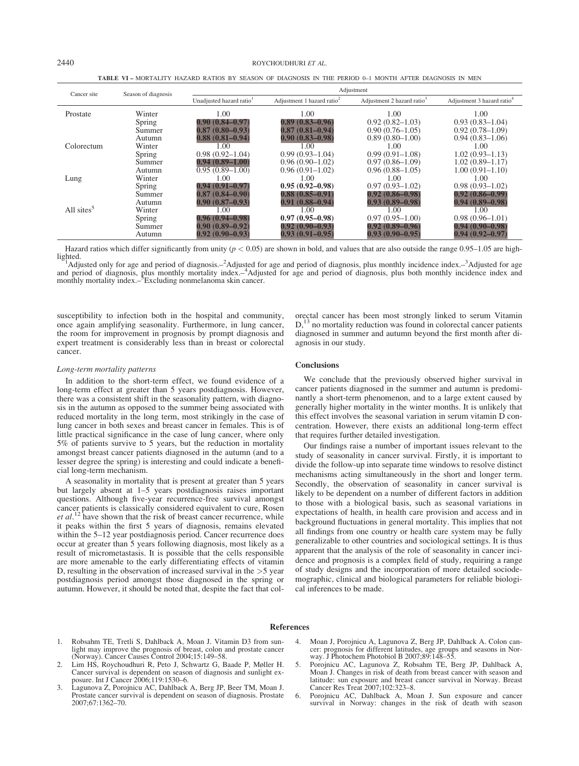**TABLE VI** – MORTALITY HAZARD RATIOS BY SEASON OF DIAGNOSIS IN THE PERIOD 0–1 MONTH AFTER DIAGNOSIS IN MEN

| Cancer site | Season of diagnosis | Adjustment | | | |
|---|---|---|---|---|---|
| | | Unadjusted hazard ratio[1] | Adjustment 1 hazard ratio[2] | Adjustment 2 hazard ratio[3] | Adjustment 3 hazard ratio[4] |
| Prostate | Winter | 1.00 | 1.00 | 1.00 | 1.00 |
| | Spring | **0.90 (0.84–0.97)** | **0.89 (0.83–0.96)** | 0.92 (0.82–1.03) | 0.93 (0.83–1.04) |
| | Summer | **0.87 (0.80–0.93)** | **0.87 (0.81–0.94)** | 0.90 (0.76–1.05) | 0.92 (0.78–1.09) |
| | Autumn | **0.88 (0.81–0.94)** | **0.90 (0.83–0.98)** | 0.89 (0.80–1.00) | 0.94 (0.83–1.06) |
| Colorectum | Winter | 1.00 | 1.00 | 1.00 | 1.00 |
| | Spring | 0.98 (0.92–1.04) | 0.99 (0.93–1.04) | 0.99 (0.91–1.08) | 1.02 (0.93–1.13) |
| | Summer | **0.94 (0.89–1.00)** | 0.96 (0.90–1.02) | 0.97 (0.86–1.09) | 1.02 (0.89–1.17) |
| | Autumn | 0.95 (0.89–1.00) | 0.96 (0.91–1.02) | 0.96 (0.88–1.05) | 1.00 (0.91–1.10) |
| Lung | Winter | 1.00 | 1.00 | 1.00 | 1.00 |
| | Spring | **0.94 (0.91–0.97)** | **0.95 (0.92–0.98)** | 0.97 (0.93–1.02) | 0.98 (0.93–1.02) |
| | Summer | **0.87 (0.84–0.90)** | **0.88 (0.85–0.91)** | **0.92 (0.86–0.98)** | **0.92 (0.86–0.99)** |
| | Autumn | **0.90 (0.87–0.93)** | **0.91 (0.88–0.94)** | **0.93 (0.89–0.98)** | **0.94 (0.89–0.98)** |
| All sites[5] | Winter | 1.00 | 1.00 | 1.00 | 1.00 |
| | Spring | **0.96 (0.94–0.98)** | **0.97 (0.95–0.98)** | 0.97 (0.95–1.00) | 0.98 (0.96–1.01) |
| | Summer | **0.90 (0.89–0.92)** | **0.92 (0.90–0.93)** | **0.92 (0.89–0.96)** | **0.94 (0.90–0.98)** |
| | Autumn | **0.92 (0.90–0.93)** | **0.93 (0.91–0.95)** | **0.93 (0.90–0.95)** | **0.94 (0.92–0.97)** |

Hazard ratios which differ significantly from unity ($p < 0.05$) are shown in bold, and values that are also outside the range 0.95–1.05 are highlighted.
[1]Adjusted only for age and period of diagnosis.–[2]Adjusted for age and period of diagnosis, plus monthly incidence index.–[3]Adjusted for age and period of diagnosis, plus monthly mortality index.–[4]Adjusted for age and period of diagnosis, plus both monthly incidence index and monthly mortality index.–[5]Excluding nonmelanoma skin cancer.

susceptibility to infection both in the hospital and community, once again amplifying seasonality. Furthermore, in lung cancer, the room for improvement in prognosis by prompt diagnosis and expert treatment is considerably less than in breast or colorectal cancer.

### *Long-term mortality patterns*

In addition to the short-term effect, we found evidence of a long-term effect at greater than 5 years postdiagnosis. However, there was a consistent shift in the seasonality pattern, with diagnosis in the autumn as opposed to the summer being associated with reduced mortality in the long term, most strikingly in the case of lung cancer in both sexes and breast cancer in females. This is of little practical significance in the case of lung cancer, where only 5% of patients survive to 5 years, but the reduction in mortality amongst breast cancer patients diagnosed in the autumn (and to a lesser degree the spring) is interesting and could indicate a beneficial long-term mechanism.

A seasonality in mortality that is present at greater than 5 years but largely absent at 1–5 years postdiagnosis raises important questions. Although five-year recurrence-free survival amongst cancer patients is classically considered equivalent to cure, Rosen *et al*.[12] have shown that the risk of breast cancer recurrence, while it peaks within the first 5 years of diagnosis, remains elevated within the 5–12 year postdiagnosis period. Cancer recurrence does occur at greater than 5 years following diagnosis, most likely as a result of micrometastasis. It is possible that the cells responsible are more amenable to the early differentiating effects of vitamin D, resulting in the observation of increased survival in the >5 year postdiagnosis period amongst those diagnosed in the spring or autumn. However, it should be noted that, despite the fact that colorectal cancer has been most strongly linked to serum Vitamin D,[13] no mortality reduction was found in colorectal cancer patients diagnosed in summer and autumn beyond the first month after diagnosis in our study.

## Conclusions

We conclude that the previously observed higher survival in cancer patients diagnosed in the summer and autumn is predominantly a short-term phenomenon, and to a large extent caused by generally higher mortality in the winter months. It is unlikely that this effect involves the seasonal variation in serum vitamin D concentration. However, there exists an additional long-term effect that requires further detailed investigation.

Our findings raise a number of important issues relevant to the study of seasonality in cancer survival. Firstly, it is important to divide the follow-up into separate time windows to resolve distinct mechanisms acting simultaneously in the short and longer term. Secondly, the observation of seasonality in cancer survival is likely to be dependent on a number of different factors in addition to those with a biological basis, such as seasonal variations in expectations of health, in health care provision and access and in background fluctuations in general mortality. This implies that not all findings from one country or health care system may be fully generalizable to other countries and sociological settings. It is thus apparent that the analysis of the role of seasonality in cancer incidence and prognosis is a complex field of study, requiring a range of study designs and the incorporation of more detailed sociodemographic, clinical and biological parameters for reliable biological inferences to be made.

## References

1. Robsahm TE, Tretli S, Dahlback A, Moan J. Vitamin D3 from sunlight may improve the prognosis of breast, colon and prostate cancer (Norway). Cancer Causes Control 2004;15:149–58.
2. Lim HS, Roychoudhuri R, Peto J, Schwartz G, Baade P, Møller H. Cancer survival is dependent on season of diagnosis and sunlight exposure. Int J Cancer 2006;119:1530–6.
3. Lagunova Z, Porojnicu AC, Dahlback A, Berg JP, Beer TM, Moan J. Prostate cancer survival is dependent on season of diagnosis. Prostate 2007;67:1362–70.
4. Moan J, Porojnicu A, Lagunova Z, Berg JP, Dahlback A. Colon cancer: prognosis for different latitudes, age groups and seasons in Norway. J Photochem Photobiol B 2007;89:148–55.
5. Porojnicu AC, Lagunova Z, Robsahm TE, Berg JP, Dahlback A, Moan J. Changes in risk of death from breast cancer with season and latitude: sun exposure and breast cancer survival in Norway. Breast Cancer Res Treat 2007;102:323–8.
6. Porojnicu AC, Dahlback A, Moan J. Sun exposure and cancer survival in Norway: changes in the risk of death with season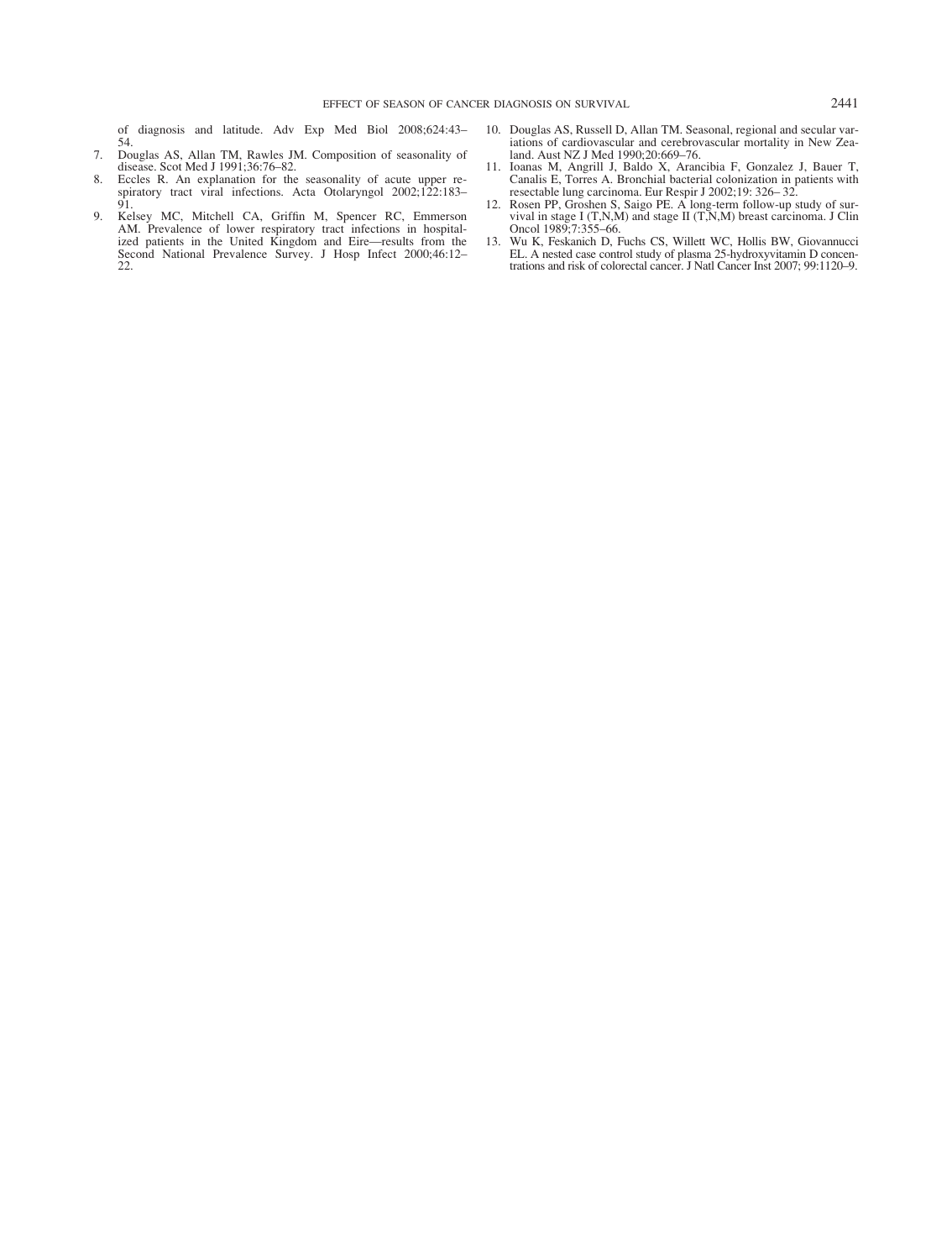of diagnosis and latitude. Adv Exp Med Biol 2008;624:43–54.

7. Douglas AS, Allan TM, Rawles JM. Composition of seasonality of disease. Scot Med J 1991;36:76–82.
8. Eccles R. An explanation for the seasonality of acute upper respiratory tract viral infections. Acta Otolaryngol 2002;122:183–91.
9. Kelsey MC, Mitchell CA, Griffin M, Spencer RC, Emmerson AM. Prevalence of lower respiratory tract infections in hospitalized patients in the United Kingdom and Eire—results from the Second National Prevalence Survey. J Hosp Infect 2000;46:12–22.
10. Douglas AS, Russell D, Allan TM. Seasonal, regional and secular variations of cardiovascular and cerebrovascular mortality in New Zealand. Aust NZ J Med 1990;20:669–76.
11. Ioanas M, Angrill J, Baldo X, Arancibia F, Gonzalez J, Bauer T, Canalis E, Torres A. Bronchial bacterial colonization in patients with resectable lung carcinoma. Eur Respir J 2002;19: 326– 32.
12. Rosen PP, Groshen S, Saigo PE. A long-term follow-up study of survival in stage I (T,N,M) and stage II (T,N,M) breast carcinoma. J Clin Oncol 1989;7:355–66.
13. Wu K, Feskanich D, Fuchs CS, Willett WC, Hollis BW, Giovannucci EL. A nested case control study of plasma 25-hydroxyvitamin D concentrations and risk of colorectal cancer. J Natl Cancer Inst 2007; 99:1120–9.